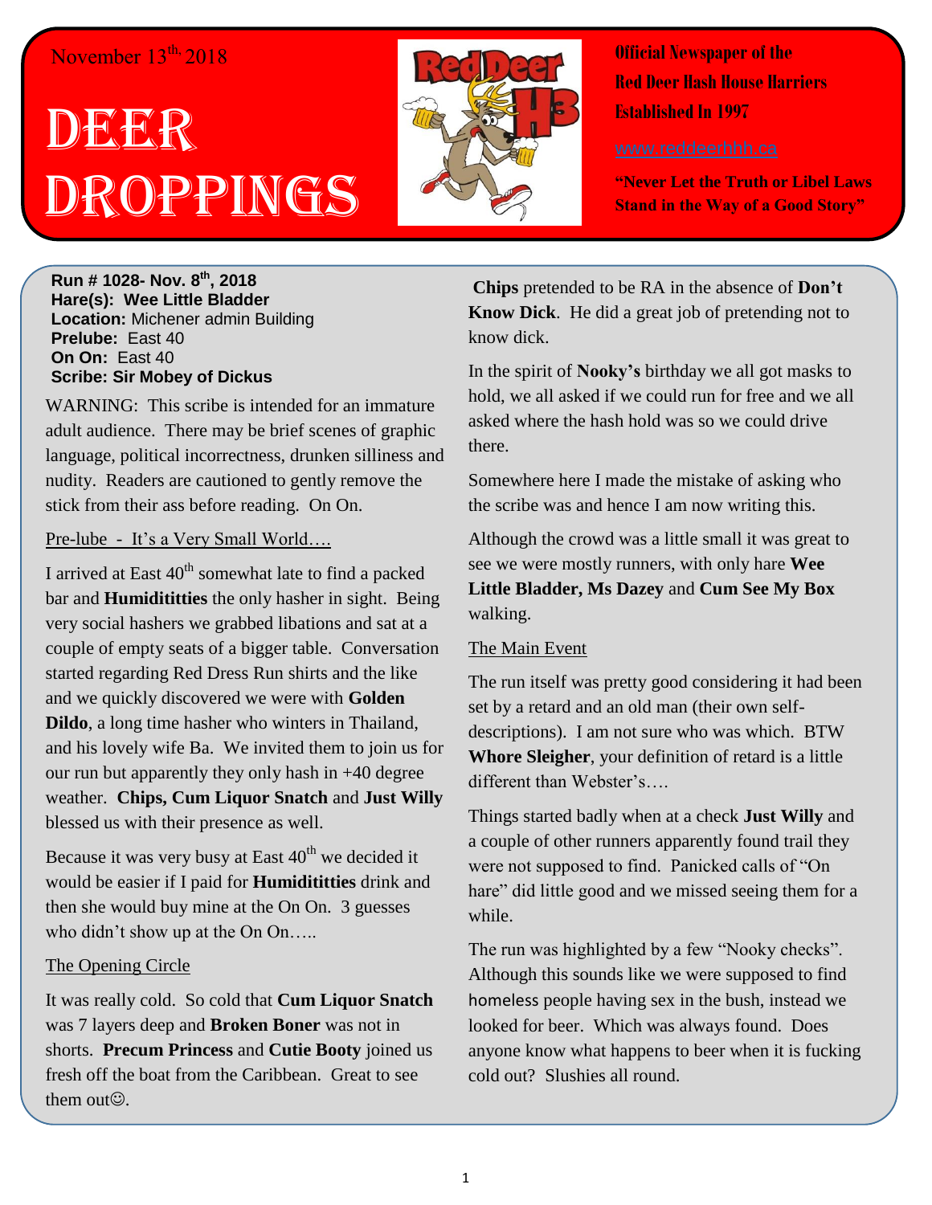November 13th, 2018

# DEER DROPPINGS

**Official Newspaper of the Red Deer Hash House Harriers Established In 1997**

www.reddeerhhh.ca

**"Never Let the Truth or Libel Laws Stand in the Way of a Good Story"**

**Run # 1028- Nov. 8th, 2018**
**Hare(s): Wee Little Bladder**
**Location:** Michener admin Building
**Prelube:** East 40
**On On:** East 40
**Scribe: Sir Mobey of Dickus**

WARNING: This scribe is intended for an immature adult audience. There may be brief scenes of graphic language, political incorrectness, drunken silliness and nudity. Readers are cautioned to gently remove the stick from their ass before reading. On On.

Pre-lube - It's a Very Small World….

I arrived at East 40th somewhat late to find a packed bar and **Humidititties** the only hasher in sight. Being very social hashers we grabbed libations and sat at a couple of empty seats of a bigger table. Conversation started regarding Red Dress Run shirts and the like and we quickly discovered we were with **Golden Dildo**, a long time hasher who winters in Thailand, and his lovely wife Ba. We invited them to join us for our run but apparently they only hash in +40 degree weather. **Chips, Cum Liquor Snatch** and **Just Willy** blessed us with their presence as well.

Because it was very busy at East 40th we decided it would be easier if I paid for **Humidititties** drink and then she would buy mine at the On On. 3 guesses who didn't show up at the On On…..

The Opening Circle

It was really cold. So cold that **Cum Liquor Snatch** was 7 layers deep and **Broken Boner** was not in shorts. **Precum Princess** and **Cutie Booty** joined us fresh off the boat from the Caribbean. Great to see them out☺.

**Chips** pretended to be RA in the absence of **Don't Know Dick**. He did a great job of pretending not to know dick.

In the spirit of **Nooky's** birthday we all got masks to hold, we all asked if we could run for free and we all asked where the hash hold was so we could drive there.

Somewhere here I made the mistake of asking who the scribe was and hence I am now writing this.

Although the crowd was a little small it was great to see we were mostly runners, with only hare **Wee Little Bladder, Ms Dazey** and **Cum See My Box** walking.

The Main Event

The run itself was pretty good considering it had been set by a retard and an old man (their own self-descriptions). I am not sure who was which. BTW **Whore Sleigher**, your definition of retard is a little different than Webster's….

Things started badly when at a check **Just Willy** and a couple of other runners apparently found trail they were not supposed to find. Panicked calls of "On hare" did little good and we missed seeing them for a while.

The run was highlighted by a few "Nooky checks". Although this sounds like we were supposed to find homeless people having sex in the bush, instead we looked for beer. Which was always found. Does anyone know what happens to beer when it is fucking cold out? Slushies all round.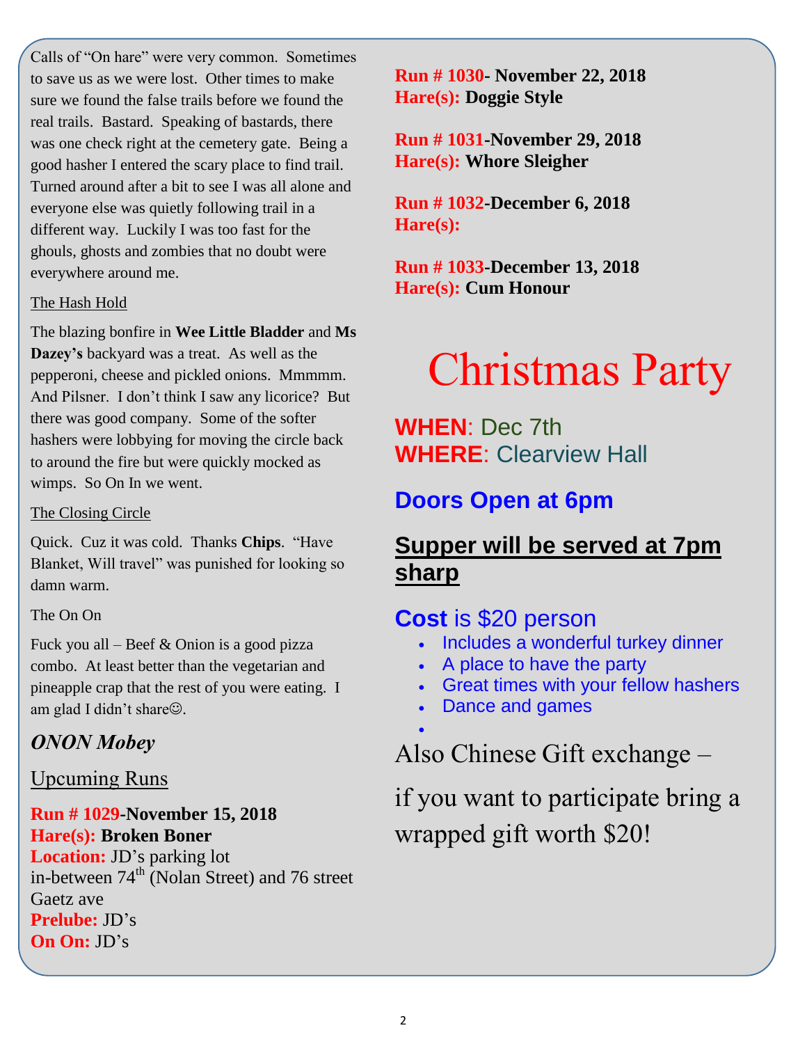Calls of "On hare" were very common. Sometimes to save us as we were lost. Other times to make sure we found the false trails before we found the real trails. Bastard. Speaking of bastards, there was one check right at the cemetery gate. Being a good hasher I entered the scary place to find trail. Turned around after a bit to see I was all alone and everyone else was quietly following trail in a different way. Luckily I was too fast for the ghouls, ghosts and zombies that no doubt were everywhere around me.

The Hash Hold

The blazing bonfire in **Wee Little Bladder** and **Ms Dazey's** backyard was a treat. As well as the pepperoni, cheese and pickled onions. Mmmmm. And Pilsner. I don't think I saw any licorice? But there was good company. Some of the softer hashers were lobbying for moving the circle back to around the fire but were quickly mocked as wimps. So On In we went.

The Closing Circle

Quick. Cuz it was cold. Thanks **Chips**. "Have Blanket, Will travel" was punished for looking so damn warm.

The On On

Fuck you all – Beef & Onion is a good pizza combo. At least better than the vegetarian and pineapple crap that the rest of you were eating. I am glad I didn't share☺.

***ONON Mobey***

## Upcuming Runs

**Run # 1029-November 15, 2018**
**Hare(s): Broken Boner**
**Location:** JD's parking lot in-between 74th (Nolan Street) and 76 street Gaetz ave
**Prelube:** JD's
**On On:** JD's

**Run # 1030- November 22, 2018**
**Hare(s): Doggie Style**

**Run # 1031-November 29, 2018**
**Hare(s): Whore Sleigher**

**Run # 1032-December 6, 2018**
**Hare(s):**

**Run # 1033-December 13, 2018**
**Hare(s): Cum Honour**

# Christmas Party

**WHEN**: Dec 7th
**WHERE**: Clearview Hall

## Doors Open at 6pm

## Supper will be served at 7pm sharp

**Cost** is $20 person

- Includes a wonderful turkey dinner
- A place to have the party
- Great times with your fellow hashers
- Dance and games

Also Chinese Gift exchange –

if you want to participate bring a wrapped gift worth $20!